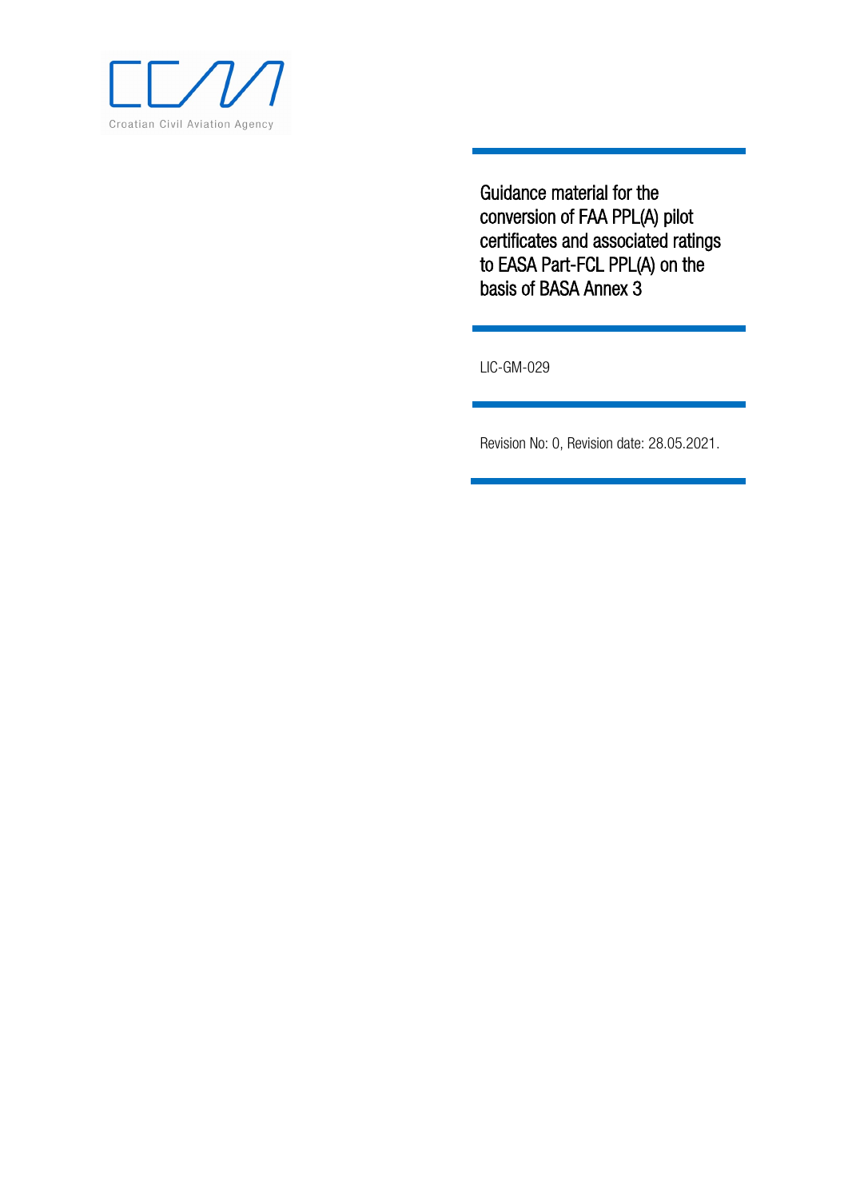Croatian Civil Aviation Agency

# Guidance material for the conversion of FAA PPL(A) pilot certificates and associated ratings to EASA Part-FCL PPL(A) on the basis of BASA Annex 3

LIC-GM-029

Revision No: 0, Revision date: 28.05.2021.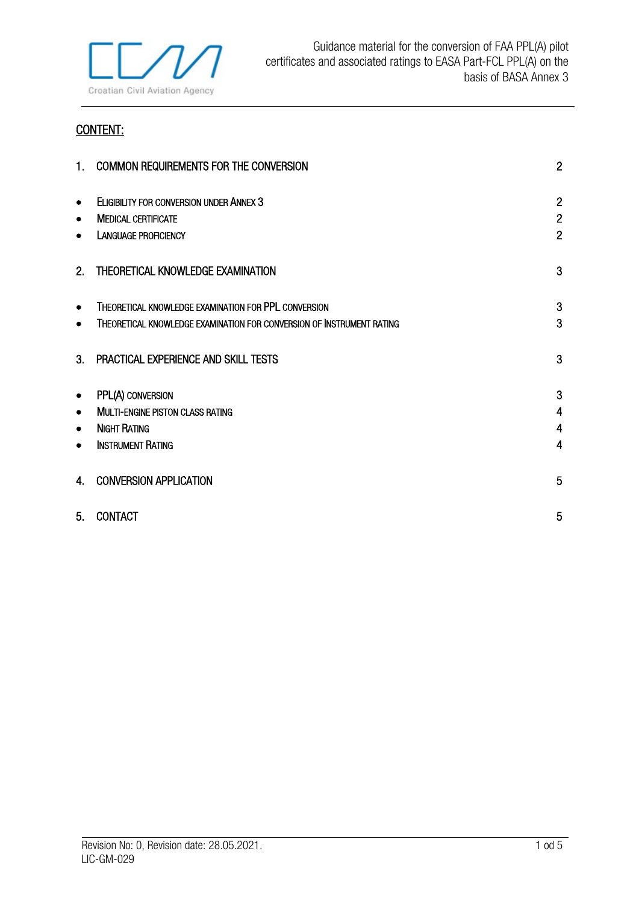## CONTENT:

| | | |
|---|---|---|
| 1. | COMMON REQUIREMENTS FOR THE CONVERSION | 2 |
| • | ELIGIBILITY FOR CONVERSION UNDER ANNEX 3 | 2 |
| • | MEDICAL CERTIFICATE | 2 |
| • | LANGUAGE PROFICIENCY | 2 |
| 2. | THEORETICAL KNOWLEDGE EXAMINATION | 3 |
| • | THEORETICAL KNOWLEDGE EXAMINATION FOR PPL CONVERSION | 3 |
| • | THEORETICAL KNOWLEDGE EXAMINATION FOR CONVERSION OF INSTRUMENT RATING | 3 |
| 3. | PRACTICAL EXPERIENCE AND SKILL TESTS | 3 |
| • | PPL(A) CONVERSION | 3 |
| • | MULTI-ENGINE PISTON CLASS RATING | 4 |
| • | NIGHT RATING | 4 |
| • | INSTRUMENT RATING | 4 |
| 4. | CONVERSION APPLICATION | 5 |
| 5. | CONTACT | 5 |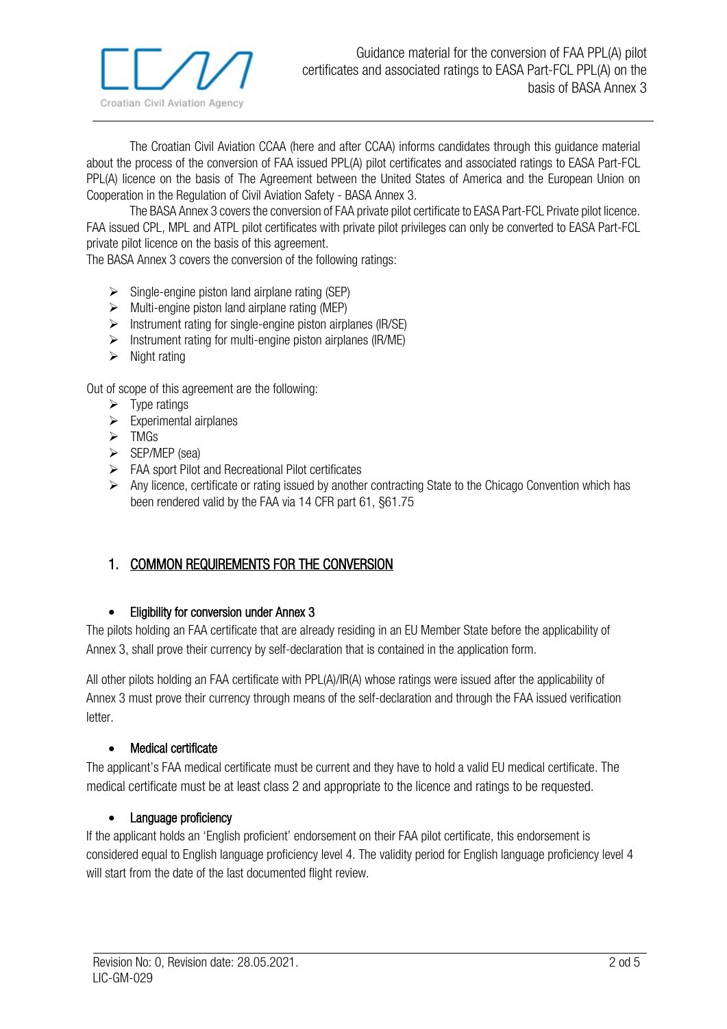The Croatian Civil Aviation CCAA (here and after CCAA) informs candidates through this guidance material about the process of the conversion of FAA issued PPL(A) pilot certificates and associated ratings to EASA Part-FCL PPL(A) licence on the basis of The Agreement between the United States of America and the European Union on Cooperation in the Regulation of Civil Aviation Safety - BASA Annex 3.

The BASA Annex 3 covers the conversion of FAA private pilot certificate to EASA Part-FCL Private pilot licence. FAA issued CPL, MPL and ATPL pilot certificates with private pilot privileges can only be converted to EASA Part-FCL private pilot licence on the basis of this agreement.

The BASA Annex 3 covers the conversion of the following ratings:

- Single-engine piston land airplane rating (SEP)
- Multi-engine piston land airplane rating (MEP)
- Instrument rating for single-engine piston airplanes (IR/SE)
- Instrument rating for multi-engine piston airplanes (IR/ME)
- Night rating

Out of scope of this agreement are the following:

- Type ratings
- Experimental airplanes
- TMGs
- SEP/MEP (sea)
- FAA sport Pilot and Recreational Pilot certificates
- Any licence, certificate or rating issued by another contracting State to the Chicago Convention which has been rendered valid by the FAA via 14 CFR part 61, §61.75

## 1. COMMON REQUIREMENTS FOR THE CONVERSION

- **Eligibility for conversion under Annex 3**

The pilots holding an FAA certificate that are already residing in an EU Member State before the applicability of Annex 3, shall prove their currency by self-declaration that is contained in the application form.

All other pilots holding an FAA certificate with PPL(A)/IR(A) whose ratings were issued after the applicability of Annex 3 must prove their currency through means of the self-declaration and through the FAA issued verification letter.

- **Medical certificate**

The applicant's FAA medical certificate must be current and they have to hold a valid EU medical certificate. The medical certificate must be at least class 2 and appropriate to the licence and ratings to be requested.

- **Language proficiency**

If the applicant holds an 'English proficient' endorsement on their FAA pilot certificate, this endorsement is considered equal to English language proficiency level 4. The validity period for English language proficiency level 4 will start from the date of the last documented flight review.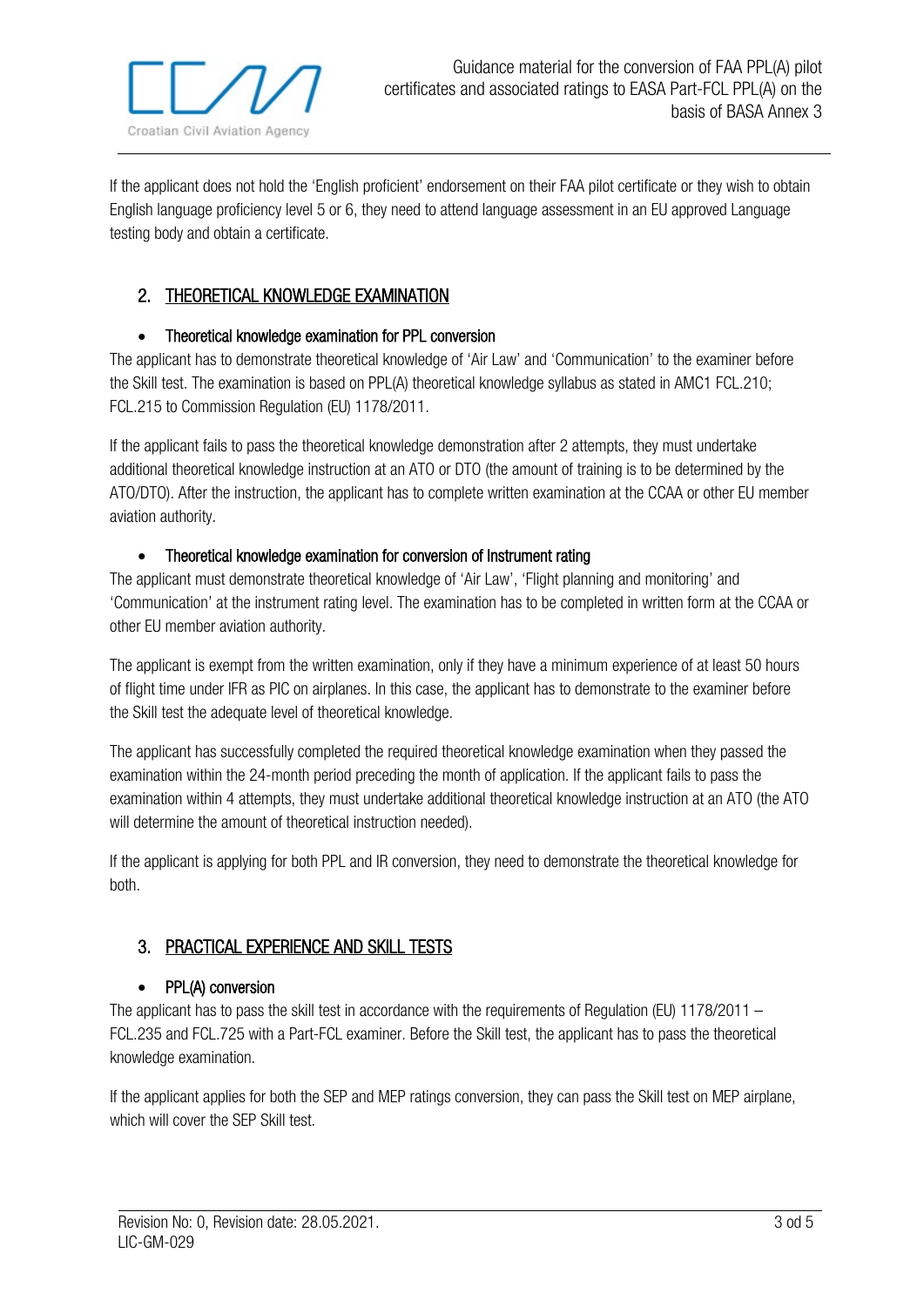If the applicant does not hold the 'English proficient' endorsement on their FAA pilot certificate or they wish to obtain English language proficiency level 5 or 6, they need to attend language assessment in an EU approved Language testing body and obtain a certificate.

## 2. THEORETICAL KNOWLEDGE EXAMINATION

- **Theoretical knowledge examination for PPL conversion**

The applicant has to demonstrate theoretical knowledge of 'Air Law' and 'Communication' to the examiner before the Skill test. The examination is based on PPL(A) theoretical knowledge syllabus as stated in AMC1 FCL.210; FCL.215 to Commission Regulation (EU) 1178/2011.

If the applicant fails to pass the theoretical knowledge demonstration after 2 attempts, they must undertake additional theoretical knowledge instruction at an ATO or DTO (the amount of training is to be determined by the ATO/DTO). After the instruction, the applicant has to complete written examination at the CCAA or other EU member aviation authority.

- **Theoretical knowledge examination for conversion of Instrument rating**

The applicant must demonstrate theoretical knowledge of 'Air Law', 'Flight planning and monitoring' and 'Communication' at the instrument rating level. The examination has to be completed in written form at the CCAA or other EU member aviation authority.

The applicant is exempt from the written examination, only if they have a minimum experience of at least 50 hours of flight time under IFR as PIC on airplanes. In this case, the applicant has to demonstrate to the examiner before the Skill test the adequate level of theoretical knowledge.

The applicant has successfully completed the required theoretical knowledge examination when they passed the examination within the 24-month period preceding the month of application. If the applicant fails to pass the examination within 4 attempts, they must undertake additional theoretical knowledge instruction at an ATO (the ATO will determine the amount of theoretical instruction needed).

If the applicant is applying for both PPL and IR conversion, they need to demonstrate the theoretical knowledge for both.

## 3. PRACTICAL EXPERIENCE AND SKILL TESTS

- **PPL(A) conversion**

The applicant has to pass the skill test in accordance with the requirements of Regulation (EU) 1178/2011 – FCL.235 and FCL.725 with a Part-FCL examiner. Before the Skill test, the applicant has to pass the theoretical knowledge examination.

If the applicant applies for both the SEP and MEP ratings conversion, they can pass the Skill test on MEP airplane, which will cover the SEP Skill test.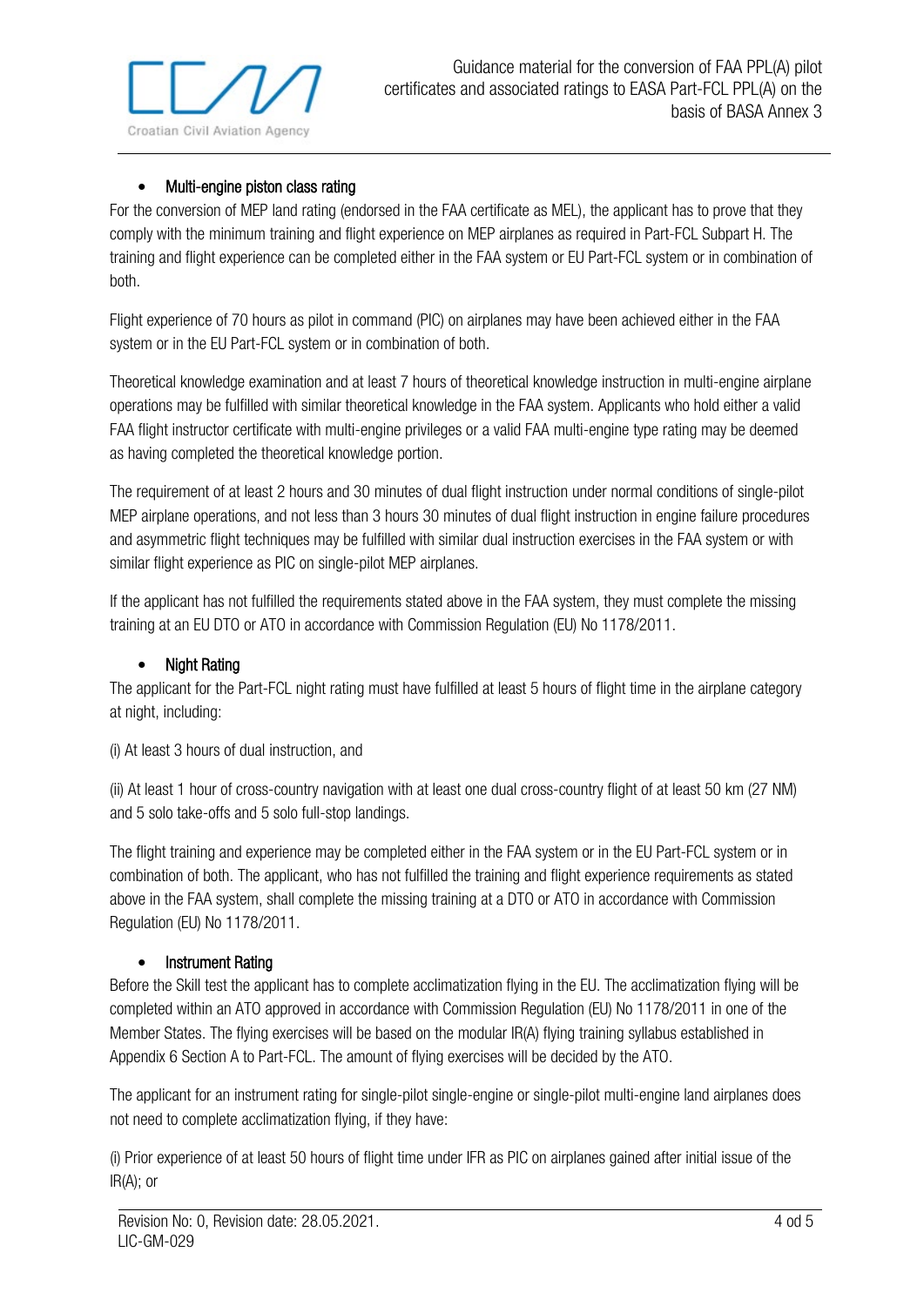- **Multi-engine piston class rating**

For the conversion of MEP land rating (endorsed in the FAA certificate as MEL), the applicant has to prove that they comply with the minimum training and flight experience on MEP airplanes as required in Part-FCL Subpart H. The training and flight experience can be completed either in the FAA system or EU Part-FCL system or in combination of both.

Flight experience of 70 hours as pilot in command (PIC) on airplanes may have been achieved either in the FAA system or in the EU Part-FCL system or in combination of both.

Theoretical knowledge examination and at least 7 hours of theoretical knowledge instruction in multi-engine airplane operations may be fulfilled with similar theoretical knowledge in the FAA system. Applicants who hold either a valid FAA flight instructor certificate with multi-engine privileges or a valid FAA multi-engine type rating may be deemed as having completed the theoretical knowledge portion.

The requirement of at least 2 hours and 30 minutes of dual flight instruction under normal conditions of single-pilot MEP airplane operations, and not less than 3 hours 30 minutes of dual flight instruction in engine failure procedures and asymmetric flight techniques may be fulfilled with similar dual instruction exercises in the FAA system or with similar flight experience as PIC on single-pilot MEP airplanes.

If the applicant has not fulfilled the requirements stated above in the FAA system, they must complete the missing training at an EU DTO or ATO in accordance with Commission Regulation (EU) No 1178/2011.

- **Night Rating**

The applicant for the Part-FCL night rating must have fulfilled at least 5 hours of flight time in the airplane category at night, including:

(i) At least 3 hours of dual instruction, and

(ii) At least 1 hour of cross-country navigation with at least one dual cross-country flight of at least 50 km (27 NM) and 5 solo take-offs and 5 solo full-stop landings.

The flight training and experience may be completed either in the FAA system or in the EU Part-FCL system or in combination of both. The applicant, who has not fulfilled the training and flight experience requirements as stated above in the FAA system, shall complete the missing training at a DTO or ATO in accordance with Commission Regulation (EU) No 1178/2011.

- **Instrument Rating**

Before the Skill test the applicant has to complete acclimatization flying in the EU. The acclimatization flying will be completed within an ATO approved in accordance with Commission Regulation (EU) No 1178/2011 in one of the Member States. The flying exercises will be based on the modular IR(A) flying training syllabus established in Appendix 6 Section A to Part-FCL. The amount of flying exercises will be decided by the ATO.

The applicant for an instrument rating for single-pilot single-engine or single-pilot multi-engine land airplanes does not need to complete acclimatization flying, if they have:

(i) Prior experience of at least 50 hours of flight time under IFR as PIC on airplanes gained after initial issue of the IR(A); or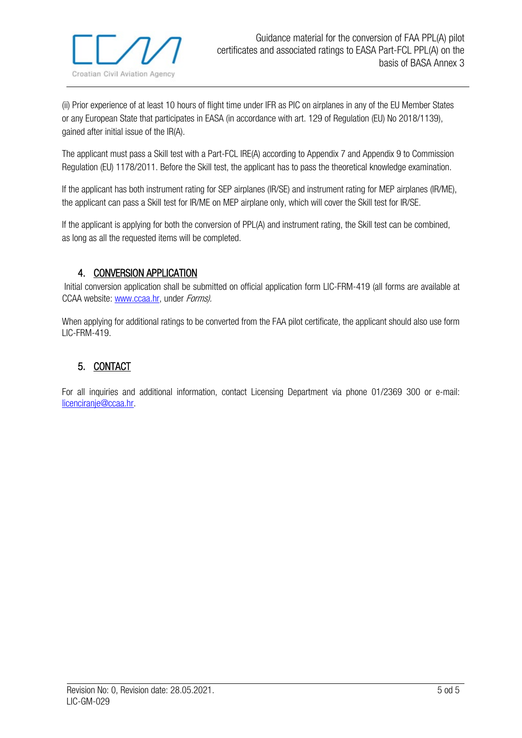(ii) Prior experience of at least 10 hours of flight time under IFR as PIC on airplanes in any of the EU Member States or any European State that participates in EASA (in accordance with art. 129 of Regulation (EU) No 2018/1139), gained after initial issue of the IR(A).

The applicant must pass a Skill test with a Part-FCL IRE(A) according to Appendix 7 and Appendix 9 to Commission Regulation (EU) 1178/2011. Before the Skill test, the applicant has to pass the theoretical knowledge examination.

If the applicant has both instrument rating for SEP airplanes (IR/SE) and instrument rating for MEP airplanes (IR/ME), the applicant can pass a Skill test for IR/ME on MEP airplane only, which will cover the Skill test for IR/SE.

If the applicant is applying for both the conversion of PPL(A) and instrument rating, the Skill test can be combined, as long as all the requested items will be completed.

## 4. CONVERSION APPLICATION

Initial conversion application shall be submitted on official application form LIC-FRM-419 (all forms are available at CCAA website: www.ccaa.hr, under *Forms).*

When applying for additional ratings to be converted from the FAA pilot certificate, the applicant should also use form LIC-FRM-419.

## 5. CONTACT

For all inquiries and additional information, contact Licensing Department via phone 01/2369 300 or e-mail: licenciranje@ccaa.hr.